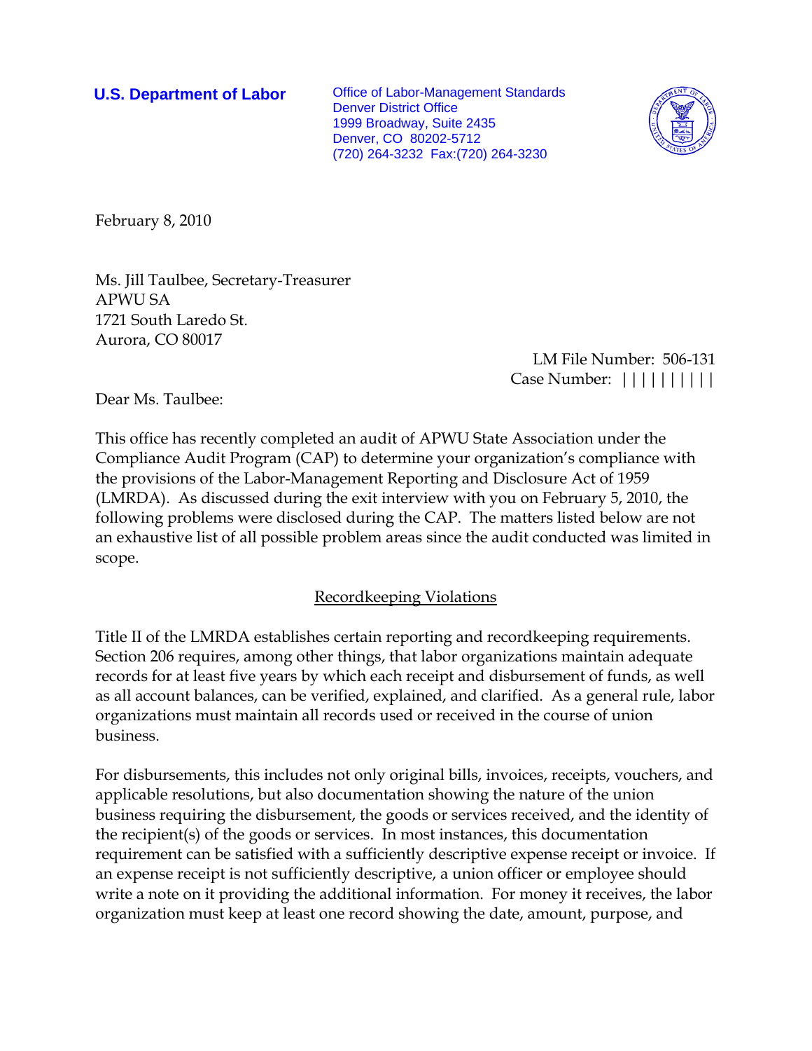**U.S. Department of Labor**

Office of Labor-Management Standards
Denver District Office
1999 Broadway, Suite 2435
Denver, CO 80202-5712
(720) 264-3232 Fax:(720) 264-3230

February 8, 2010

Ms. Jill Taulbee, Secretary-Treasurer
APWU SA
1721 South Laredo St.
Aurora, CO 80017

LM File Number: 506-131
Case Number: ||||||||||

Dear Ms. Taulbee:

This office has recently completed an audit of APWU State Association under the Compliance Audit Program (CAP) to determine your organization's compliance with the provisions of the Labor-Management Reporting and Disclosure Act of 1959 (LMRDA). As discussed during the exit interview with you on February 5, 2010, the following problems were disclosed during the CAP. The matters listed below are not an exhaustive list of all possible problem areas since the audit conducted was limited in scope.

## Recordkeeping Violations

Title II of the LMRDA establishes certain reporting and recordkeeping requirements. Section 206 requires, among other things, that labor organizations maintain adequate records for at least five years by which each receipt and disbursement of funds, as well as all account balances, can be verified, explained, and clarified. As a general rule, labor organizations must maintain all records used or received in the course of union business.

For disbursements, this includes not only original bills, invoices, receipts, vouchers, and applicable resolutions, but also documentation showing the nature of the union business requiring the disbursement, the goods or services received, and the identity of the recipient(s) of the goods or services. In most instances, this documentation requirement can be satisfied with a sufficiently descriptive expense receipt or invoice. If an expense receipt is not sufficiently descriptive, a union officer or employee should write a note on it providing the additional information. For money it receives, the labor organization must keep at least one record showing the date, amount, purpose, and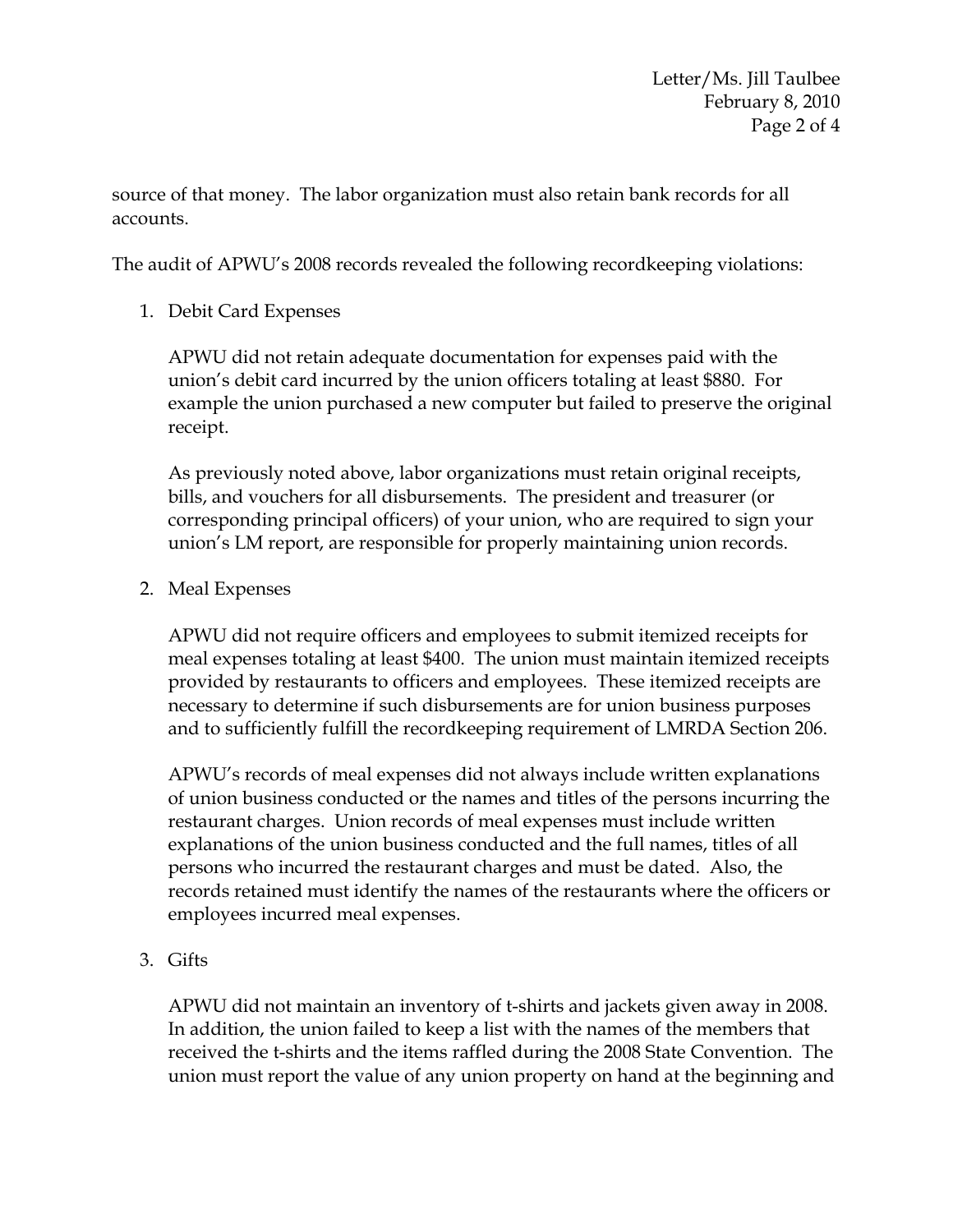source of that money. The labor organization must also retain bank records for all accounts.

The audit of APWU's 2008 records revealed the following recordkeeping violations:

1. Debit Card Expenses

   APWU did not retain adequate documentation for expenses paid with the union's debit card incurred by the union officers totaling at least $880. For example the union purchased a new computer but failed to preserve the original receipt.

   As previously noted above, labor organizations must retain original receipts, bills, and vouchers for all disbursements. The president and treasurer (or corresponding principal officers) of your union, who are required to sign your union's LM report, are responsible for properly maintaining union records.

2. Meal Expenses

   APWU did not require officers and employees to submit itemized receipts for meal expenses totaling at least $400. The union must maintain itemized receipts provided by restaurants to officers and employees. These itemized receipts are necessary to determine if such disbursements are for union business purposes and to sufficiently fulfill the recordkeeping requirement of LMRDA Section 206.

   APWU's records of meal expenses did not always include written explanations of union business conducted or the names and titles of the persons incurring the restaurant charges. Union records of meal expenses must include written explanations of the union business conducted and the full names, titles of all persons who incurred the restaurant charges and must be dated. Also, the records retained must identify the names of the restaurants where the officers or employees incurred meal expenses.

3. Gifts

   APWU did not maintain an inventory of t-shirts and jackets given away in 2008. In addition, the union failed to keep a list with the names of the members that received the t-shirts and the items raffled during the 2008 State Convention. The union must report the value of any union property on hand at the beginning and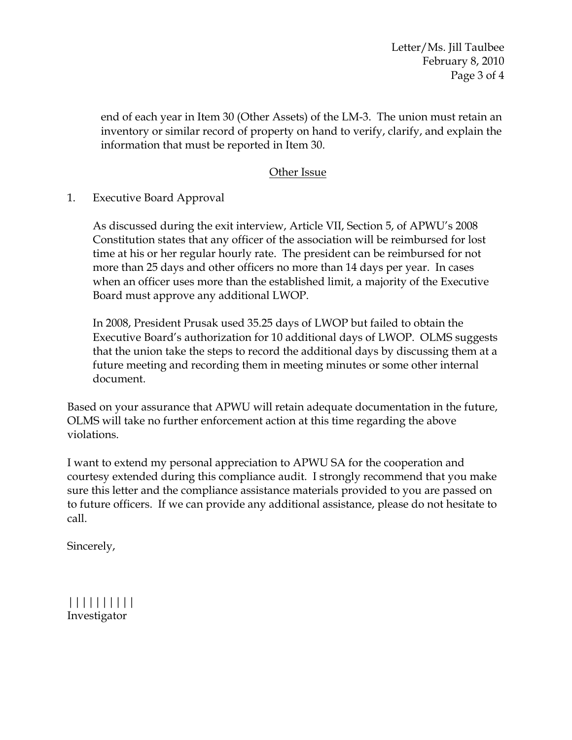end of each year in Item 30 (Other Assets) of the LM-3. The union must retain an inventory or similar record of property on hand to verify, clarify, and explain the information that must be reported in Item 30.

## Other Issue

1. Executive Board Approval

   As discussed during the exit interview, Article VII, Section 5, of APWU's 2008 Constitution states that any officer of the association will be reimbursed for lost time at his or her regular hourly rate. The president can be reimbursed for not more than 25 days and other officers no more than 14 days per year. In cases when an officer uses more than the established limit, a majority of the Executive Board must approve any additional LWOP.

   In 2008, President Prusak used 35.25 days of LWOP but failed to obtain the Executive Board's authorization for 10 additional days of LWOP. OLMS suggests that the union take the steps to record the additional days by discussing them at a future meeting and recording them in meeting minutes or some other internal document.

Based on your assurance that APWU will retain adequate documentation in the future, OLMS will take no further enforcement action at this time regarding the above violations.

I want to extend my personal appreciation to APWU SA for the cooperation and courtesy extended during this compliance audit. I strongly recommend that you make sure this letter and the compliance assistance materials provided to you are passed on to future officers. If we can provide any additional assistance, please do not hesitate to call.

Sincerely,

| | | | | | | | | |
Investigator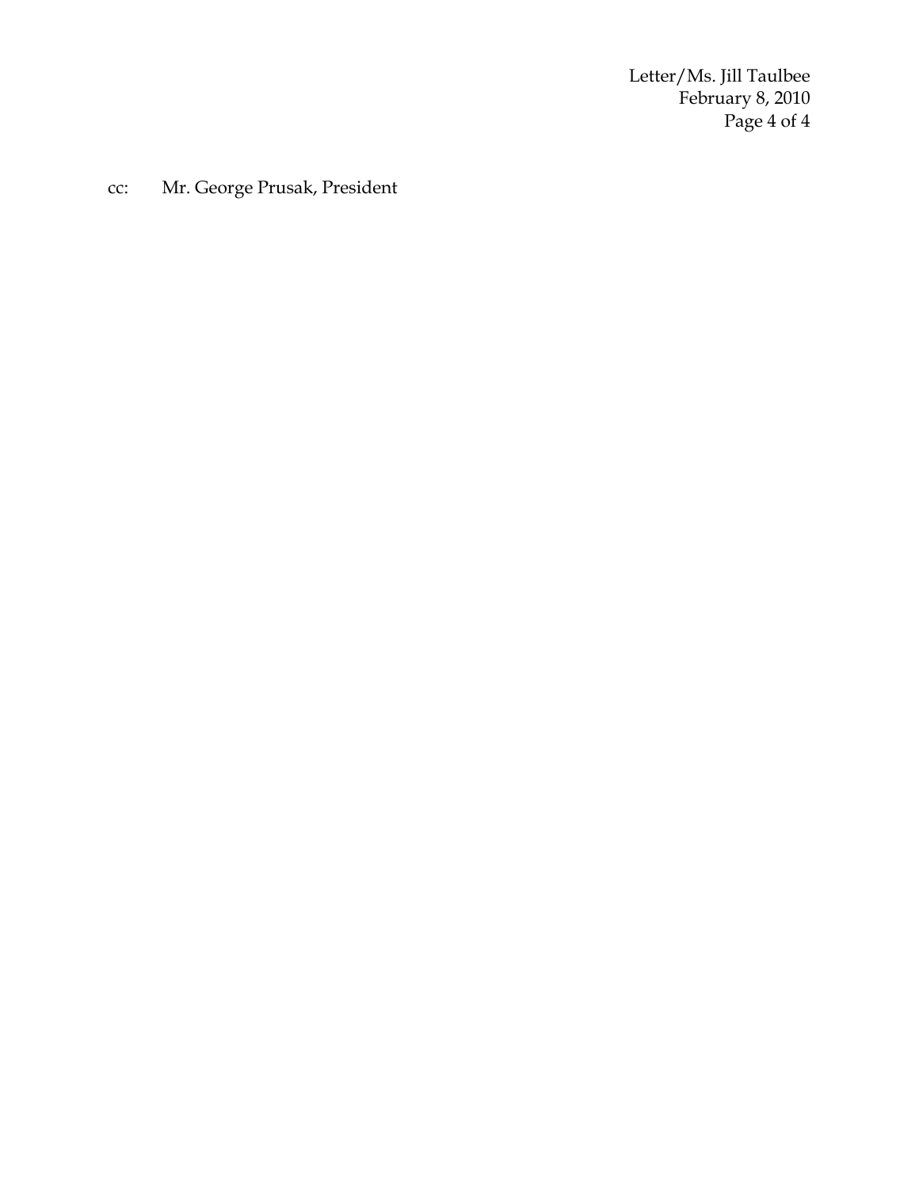cc: Mr. George Prusak, President